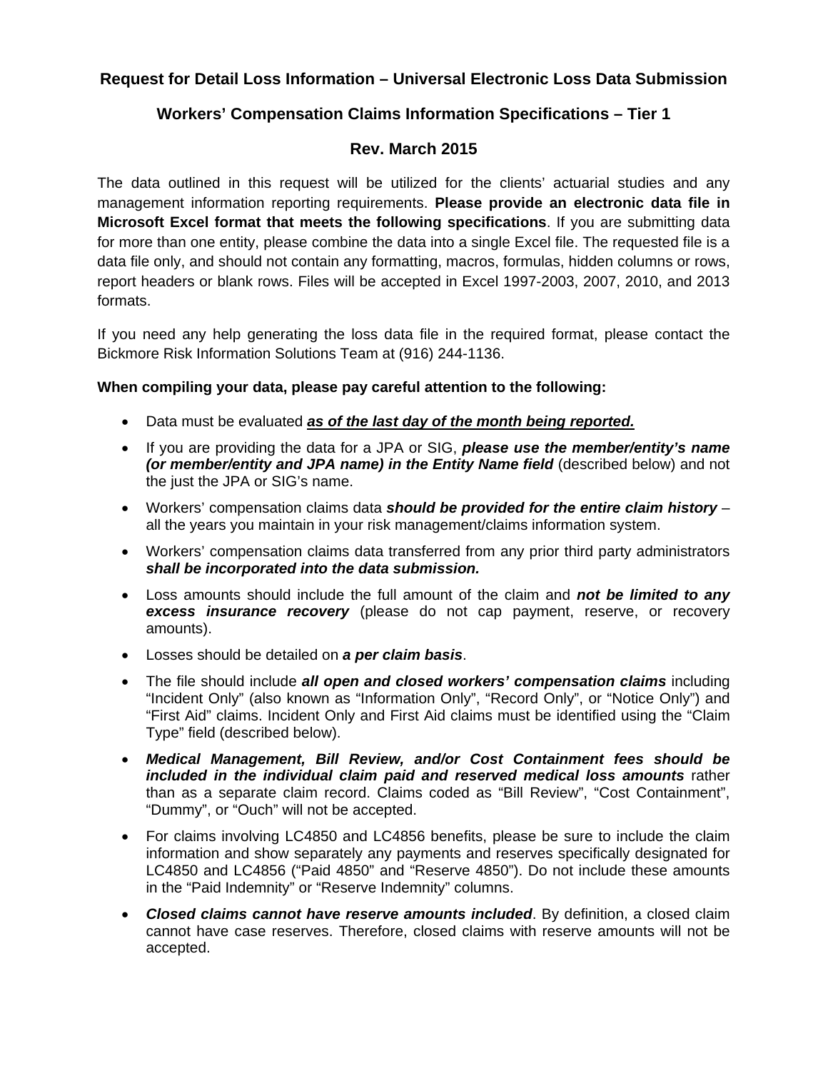**Request for Detail Loss Information – Universal Electronic Loss Data Submission**

**Workers' Compensation Claims Information Specifications – Tier 1**

**Rev. March 2015**

The data outlined in this request will be utilized for the clients' actuarial studies and any management information reporting requirements. **Please provide an electronic data file in Microsoft Excel format that meets the following specifications**. If you are submitting data for more than one entity, please combine the data into a single Excel file. The requested file is a data file only, and should not contain any formatting, macros, formulas, hidden columns or rows, report headers or blank rows. Files will be accepted in Excel 1997-2003, 2007, 2010, and 2013 formats.

If you need any help generating the loss data file in the required format, please contact the Bickmore Risk Information Solutions Team at (916) 244-1136.

**When compiling your data, please pay careful attention to the following:**

- Data must be evaluated ***as of the last day of the month being reported.***
- If you are providing the data for a JPA or SIG, ***please use the member/entity's name (or member/entity and JPA name) in the Entity Name field*** (described below) and not the just the JPA or SIG's name.
- Workers' compensation claims data ***should be provided for the entire claim history*** – all the years you maintain in your risk management/claims information system.
- Workers' compensation claims data transferred from any prior third party administrators ***shall be incorporated into the data submission.***
- Loss amounts should include the full amount of the claim and ***not be limited to any excess insurance recovery*** (please do not cap payment, reserve, or recovery amounts).
- Losses should be detailed on ***a per claim basis***.
- The file should include ***all open and closed workers' compensation claims*** including "Incident Only" (also known as "Information Only", "Record Only", or "Notice Only") and "First Aid" claims. Incident Only and First Aid claims must be identified using the "Claim Type" field (described below).
- ***Medical Management, Bill Review, and/or Cost Containment fees should be included in the individual claim paid and reserved medical loss amounts*** rather than as a separate claim record. Claims coded as "Bill Review", "Cost Containment", "Dummy", or "Ouch" will not be accepted.
- For claims involving LC4850 and LC4856 benefits, please be sure to include the claim information and show separately any payments and reserves specifically designated for LC4850 and LC4856 ("Paid 4850" and "Reserve 4850"). Do not include these amounts in the "Paid Indemnity" or "Reserve Indemnity" columns.
- ***Closed claims cannot have reserve amounts included***. By definition, a closed claim cannot have case reserves. Therefore, closed claims with reserve amounts will not be accepted.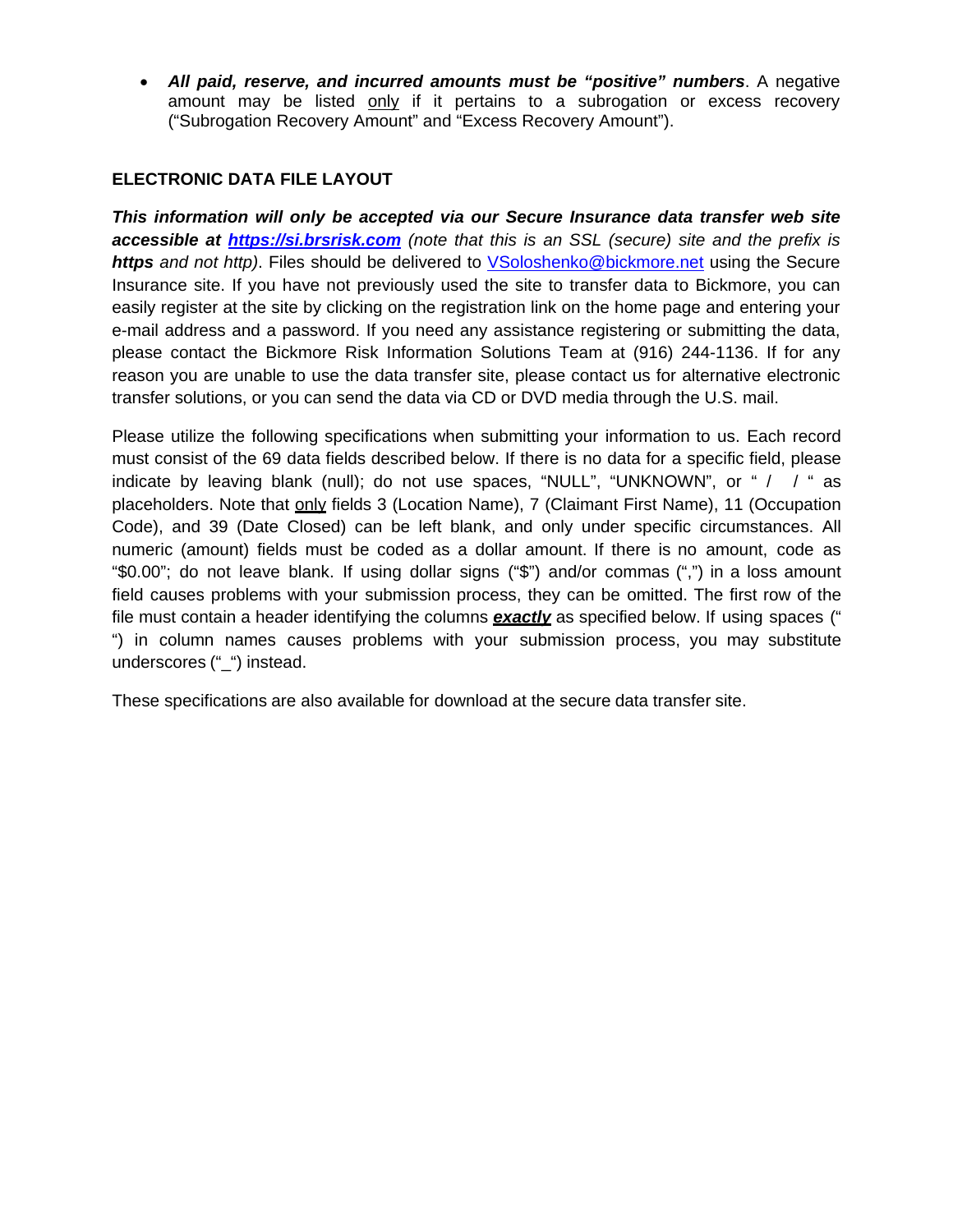- ***All paid, reserve, and incurred amounts must be "positive" numbers***. A negative amount may be listed only if it pertains to a subrogation or excess recovery ("Subrogation Recovery Amount" and "Excess Recovery Amount").

**ELECTRONIC DATA FILE LAYOUT**

***This information will only be accepted via our Secure Insurance data transfer web site accessible at [https://si.brsrisk.com](https://si.brsrisk.com)*** *(note that this is an SSL (secure) site and the prefix is **https** and not http)*. Files should be delivered to VSoloshenko@bickmore.net using the Secure Insurance site. If you have not previously used the site to transfer data to Bickmore, you can easily register at the site by clicking on the registration link on the home page and entering your e-mail address and a password. If you need any assistance registering or submitting the data, please contact the Bickmore Risk Information Solutions Team at (916) 244-1136. If for any reason you are unable to use the data transfer site, please contact us for alternative electronic transfer solutions, or you can send the data via CD or DVD media through the U.S. mail.

Please utilize the following specifications when submitting your information to us. Each record must consist of the 69 data fields described below. If there is no data for a specific field, please indicate by leaving blank (null); do not use spaces, "NULL", "UNKNOWN", or " /   / " as placeholders. Note that only fields 3 (Location Name), 7 (Claimant First Name), 11 (Occupation Code), and 39 (Date Closed) can be left blank, and only under specific circumstances. All numeric (amount) fields must be coded as a dollar amount. If there is no amount, code as "$0.00"; do not leave blank. If using dollar signs ("$") and/or commas (",") in a loss amount field causes problems with your submission process, they can be omitted. The first row of the file must contain a header identifying the columns ***exactly*** as specified below. If using spaces (" ") in column names causes problems with your submission process, you may substitute underscores ("_") instead.

These specifications are also available for download at the secure data transfer site.